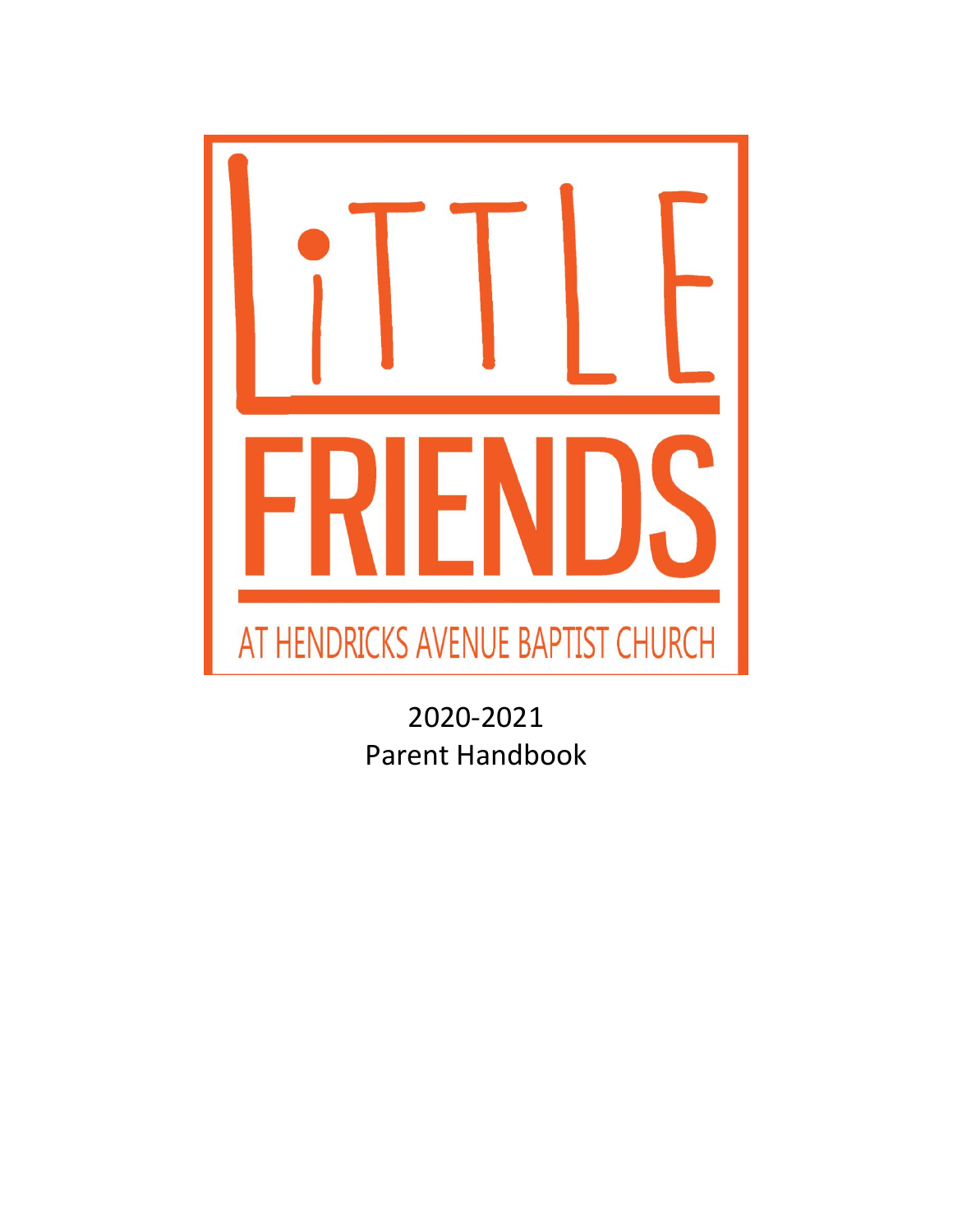# LITTLE FRIENDS

AT HENDRICKS AVENUE BAPTIST CHURCH

2020-2021

Parent Handbook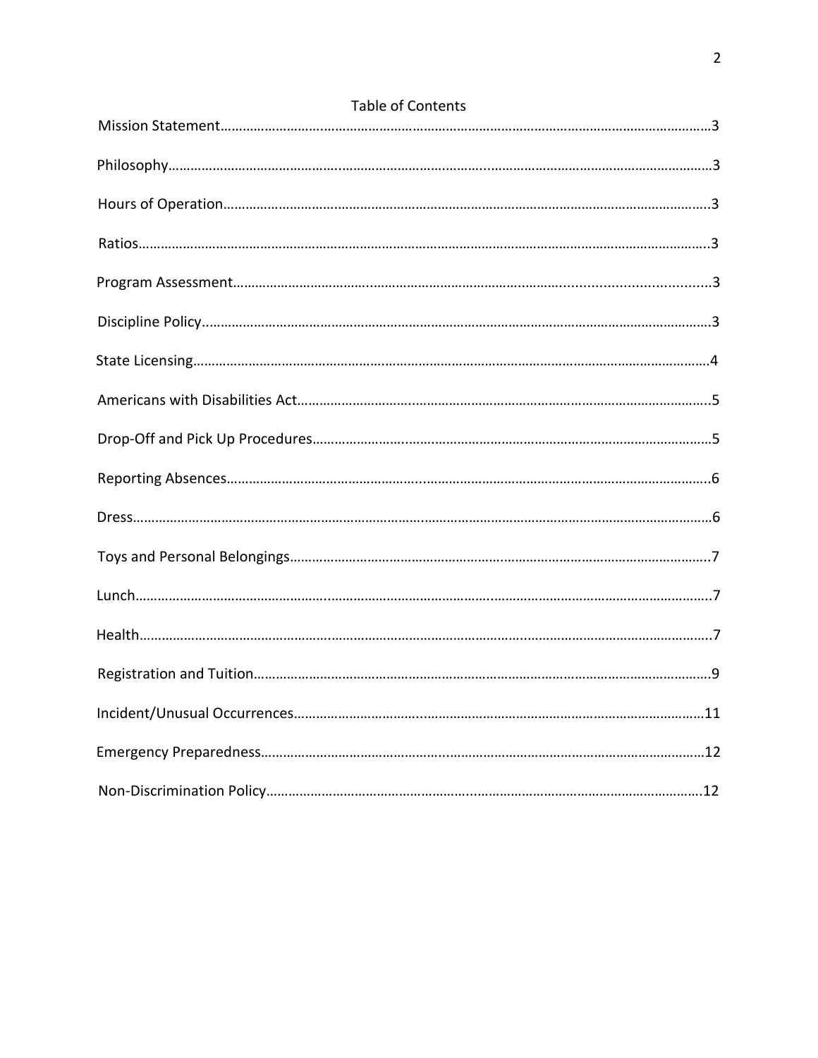## Table of Contents

Mission Statement……………………………………………………………………………………………………………3

Philosophy……………………………………………………………………………………………………………………3

Hours of Operation……………………………………………………………………………………………………….3

Ratios…………………………………………………………………………………………………………………………..3

Program Assessment…………………………………………………………………………………………………..3

Discipline Policy……………………………………………………………………………………………………………3

State Licensing………………………………………………………………………………………………………………4

Americans with Disabilities Act…………………………………………………………………………………….5

Drop-Off and Pick Up Procedures…………………………………………………………………………………5

Reporting Absences……………………………………………………………………………………………………..6

Dress……………………………………………………………………………………………………………………………6

Toys and Personal Belongings……………………………………………………………………………………….7

Lunch…………………………………………………………………………………………………………………………..7

Health………………………………………………………………………………………………………………………….7

Registration and Tuition………………………………………………………………………………………………..9

Incident/Unusual Occurrences……………………………………………………………………………………11

Emergency Preparedness……………………………………………………………………………………………12

Non-Discrimination Policy…………………………………………………………………………………………..12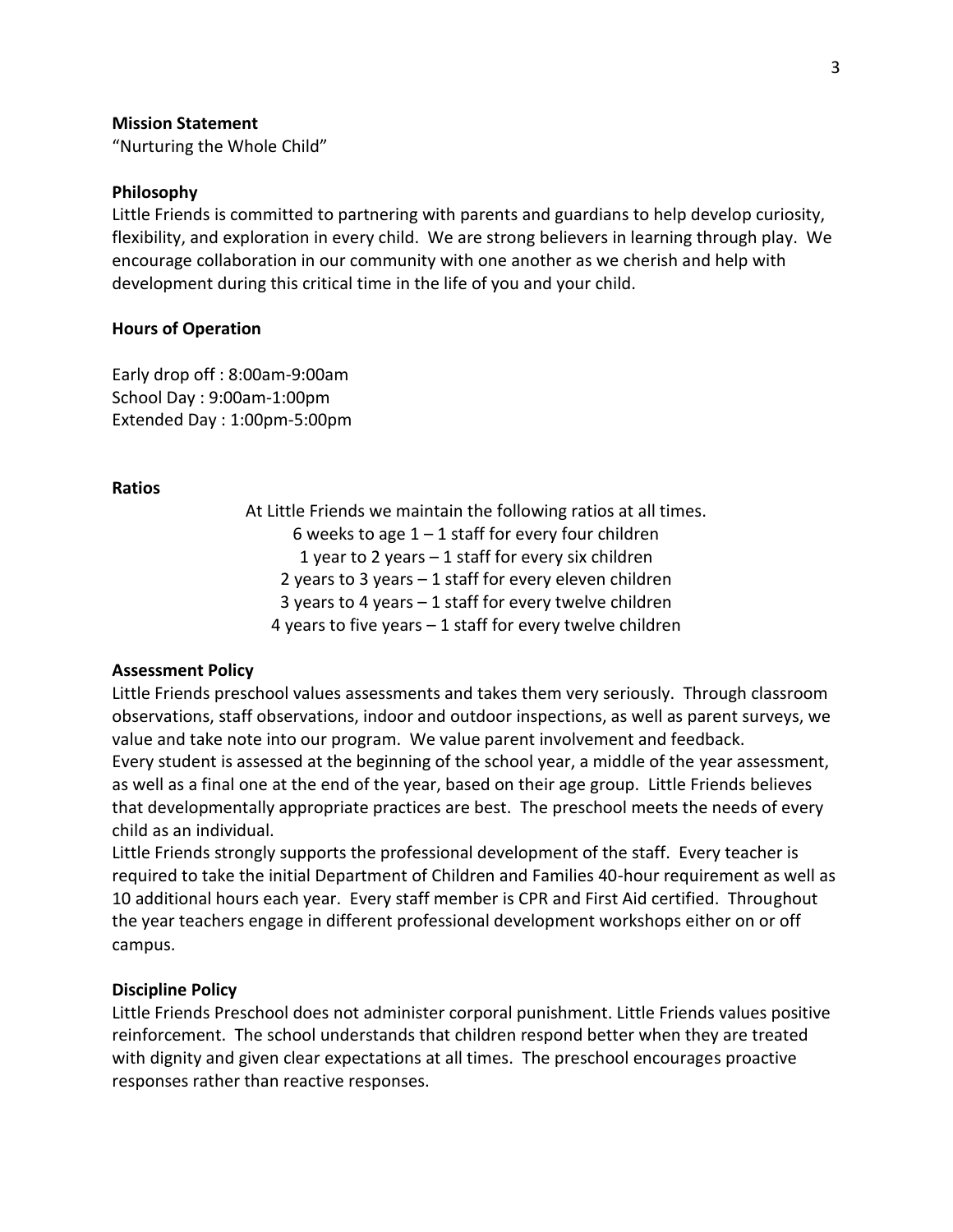## Mission Statement

"Nurturing the Whole Child"

## Philosophy

Little Friends is committed to partnering with parents and guardians to help develop curiosity, flexibility, and exploration in every child. We are strong believers in learning through play. We encourage collaboration in our community with one another as we cherish and help with development during this critical time in the life of you and your child.

## Hours of Operation

Early drop off : 8:00am-9:00am
School Day : 9:00am-1:00pm
Extended Day : 1:00pm-5:00pm

## Ratios

At Little Friends we maintain the following ratios at all times.
6 weeks to age 1 – 1 staff for every four children
1 year to 2 years – 1 staff for every six children
2 years to 3 years – 1 staff for every eleven children
3 years to 4 years – 1 staff for every twelve children
4 years to five years – 1 staff for every twelve children

## Assessment Policy

Little Friends preschool values assessments and takes them very seriously. Through classroom observations, staff observations, indoor and outdoor inspections, as well as parent surveys, we value and take note into our program. We value parent involvement and feedback.
Every student is assessed at the beginning of the school year, a middle of the year assessment, as well as a final one at the end of the year, based on their age group. Little Friends believes that developmentally appropriate practices are best. The preschool meets the needs of every child as an individual.
Little Friends strongly supports the professional development of the staff. Every teacher is required to take the initial Department of Children and Families 40-hour requirement as well as 10 additional hours each year. Every staff member is CPR and First Aid certified. Throughout the year teachers engage in different professional development workshops either on or off campus.

## Discipline Policy

Little Friends Preschool does not administer corporal punishment. Little Friends values positive reinforcement. The school understands that children respond better when they are treated with dignity and given clear expectations at all times. The preschool encourages proactive responses rather than reactive responses.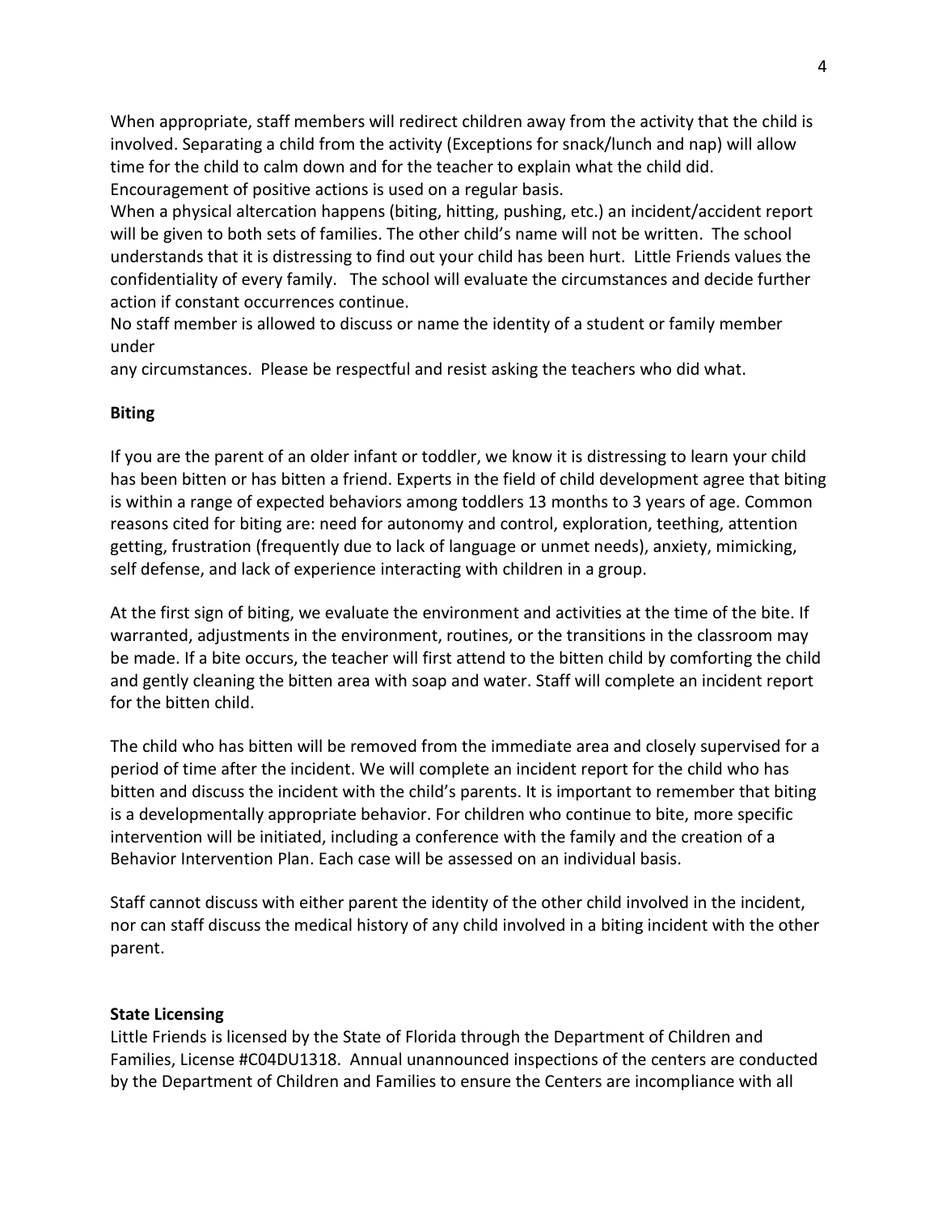When appropriate, staff members will redirect children away from the activity that the child is involved. Separating a child from the activity (Exceptions for snack/lunch and nap) will allow time for the child to calm down and for the teacher to explain what the child did. Encouragement of positive actions is used on a regular basis.

When a physical altercation happens (biting, hitting, pushing, etc.) an incident/accident report will be given to both sets of families. The other child's name will not be written. The school understands that it is distressing to find out your child has been hurt. Little Friends values the confidentiality of every family. The school will evaluate the circumstances and decide further action if constant occurrences continue.

No staff member is allowed to discuss or name the identity of a student or family member under any circumstances. Please be respectful and resist asking the teachers who did what.

**Biting**

If you are the parent of an older infant or toddler, we know it is distressing to learn your child has been bitten or has bitten a friend. Experts in the field of child development agree that biting is within a range of expected behaviors among toddlers 13 months to 3 years of age. Common reasons cited for biting are: need for autonomy and control, exploration, teething, attention getting, frustration (frequently due to lack of language or unmet needs), anxiety, mimicking, self defense, and lack of experience interacting with children in a group.

At the first sign of biting, we evaluate the environment and activities at the time of the bite. If warranted, adjustments in the environment, routines, or the transitions in the classroom may be made. If a bite occurs, the teacher will first attend to the bitten child by comforting the child and gently cleaning the bitten area with soap and water. Staff will complete an incident report for the bitten child.

The child who has bitten will be removed from the immediate area and closely supervised for a period of time after the incident. We will complete an incident report for the child who has bitten and discuss the incident with the child's parents. It is important to remember that biting is a developmentally appropriate behavior. For children who continue to bite, more specific intervention will be initiated, including a conference with the family and the creation of a Behavior Intervention Plan. Each case will be assessed on an individual basis.

Staff cannot discuss with either parent the identity of the other child involved in the incident, nor can staff discuss the medical history of any child involved in a biting incident with the other parent.

**State Licensing**

Little Friends is licensed by the State of Florida through the Department of Children and Families, License #C04DU1318. Annual unannounced inspections of the centers are conducted by the Department of Children and Families to ensure the Centers are incompliance with all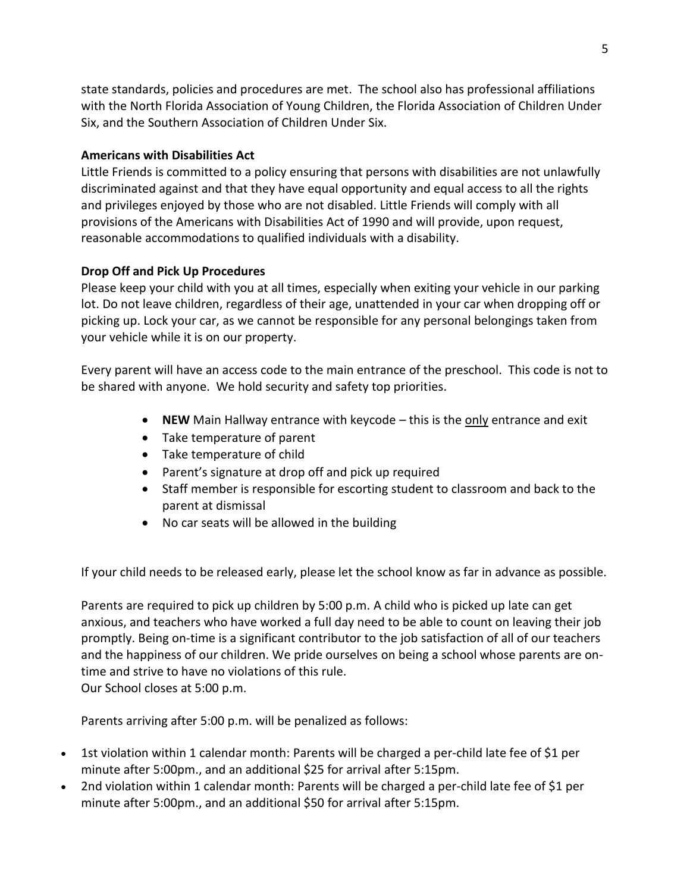state standards, policies and procedures are met. The school also has professional affiliations with the North Florida Association of Young Children, the Florida Association of Children Under Six, and the Southern Association of Children Under Six.

**Americans with Disabilities Act**

Little Friends is committed to a policy ensuring that persons with disabilities are not unlawfully discriminated against and that they have equal opportunity and equal access to all the rights and privileges enjoyed by those who are not disabled. Little Friends will comply with all provisions of the Americans with Disabilities Act of 1990 and will provide, upon request, reasonable accommodations to qualified individuals with a disability.

**Drop Off and Pick Up Procedures**

Please keep your child with you at all times, especially when exiting your vehicle in our parking lot. Do not leave children, regardless of their age, unattended in your car when dropping off or picking up. Lock your car, as we cannot be responsible for any personal belongings taken from your vehicle while it is on our property.

Every parent will have an access code to the main entrance of the preschool. This code is not to be shared with anyone. We hold security and safety top priorities.

- **NEW** Main Hallway entrance with keycode – this is the <u>only</u> entrance and exit
- Take temperature of parent
- Take temperature of child
- Parent's signature at drop off and pick up required
- Staff member is responsible for escorting student to classroom and back to the parent at dismissal
- No car seats will be allowed in the building

If your child needs to be released early, please let the school know as far in advance as possible.

Parents are required to pick up children by 5:00 p.m. A child who is picked up late can get anxious, and teachers who have worked a full day need to be able to count on leaving their job promptly. Being on-time is a significant contributor to the job satisfaction of all of our teachers and the happiness of our children. We pride ourselves on being a school whose parents are on-time and strive to have no violations of this rule.
Our School closes at 5:00 p.m.

Parents arriving after 5:00 p.m. will be penalized as follows:

- 1st violation within 1 calendar month: Parents will be charged a per-child late fee of $1 per minute after 5:00pm., and an additional $25 for arrival after 5:15pm.
- 2nd violation within 1 calendar month: Parents will be charged a per-child late fee of $1 per minute after 5:00pm., and an additional $50 for arrival after 5:15pm.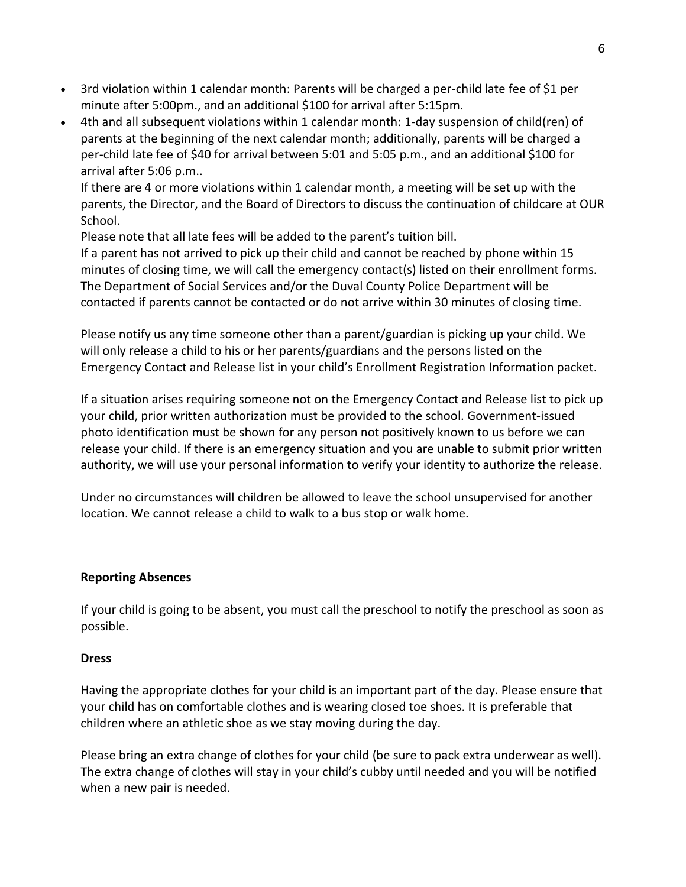- 3rd violation within 1 calendar month: Parents will be charged a per-child late fee of $1 per minute after 5:00pm., and an additional $100 for arrival after 5:15pm.
- 4th and all subsequent violations within 1 calendar month: 1-day suspension of child(ren) of parents at the beginning of the next calendar month; additionally, parents will be charged a per-child late fee of $40 for arrival between 5:01 and 5:05 p.m., and an additional $100 for arrival after 5:06 p.m..

  If there are 4 or more violations within 1 calendar month, a meeting will be set up with the parents, the Director, and the Board of Directors to discuss the continuation of childcare at OUR School.

  Please note that all late fees will be added to the parent's tuition bill.

  If a parent has not arrived to pick up their child and cannot be reached by phone within 15 minutes of closing time, we will call the emergency contact(s) listed on their enrollment forms. The Department of Social Services and/or the Duval County Police Department will be contacted if parents cannot be contacted or do not arrive within 30 minutes of closing time.

  Please notify us any time someone other than a parent/guardian is picking up your child. We will only release a child to his or her parents/guardians and the persons listed on the Emergency Contact and Release list in your child's Enrollment Registration Information packet.

  If a situation arises requiring someone not on the Emergency Contact and Release list to pick up your child, prior written authorization must be provided to the school. Government-issued photo identification must be shown for any person not positively known to us before we can release your child. If there is an emergency situation and you are unable to submit prior written authority, we will use your personal information to verify your identity to authorize the release.

  Under no circumstances will children be allowed to leave the school unsupervised for another location. We cannot release a child to walk to a bus stop or walk home.

**Reporting Absences**

If your child is going to be absent, you must call the preschool to notify the preschool as soon as possible.

**Dress**

Having the appropriate clothes for your child is an important part of the day. Please ensure that your child has on comfortable clothes and is wearing closed toe shoes. It is preferable that children where an athletic shoe as we stay moving during the day.

Please bring an extra change of clothes for your child (be sure to pack extra underwear as well). The extra change of clothes will stay in your child's cubby until needed and you will be notified when a new pair is needed.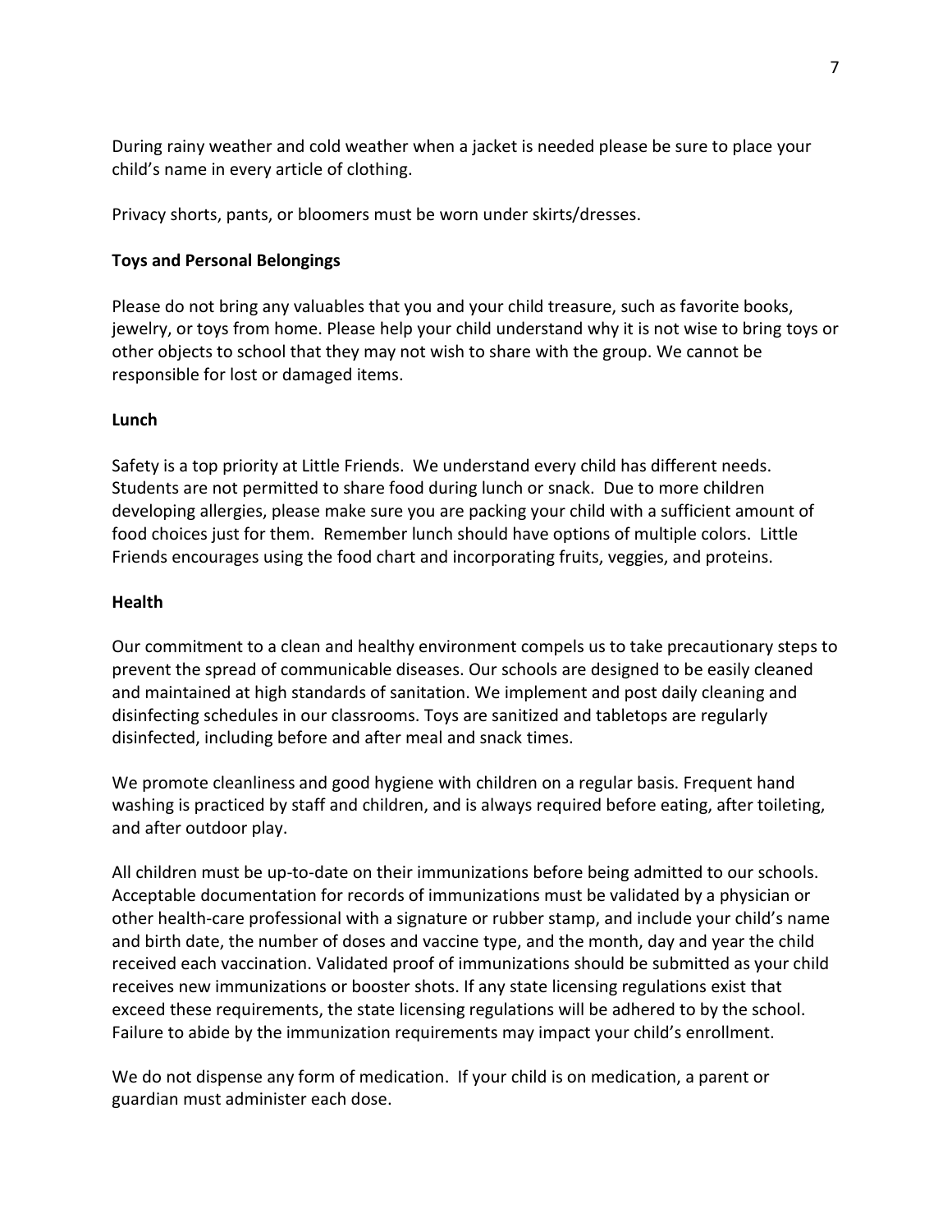During rainy weather and cold weather when a jacket is needed please be sure to place your child's name in every article of clothing.

Privacy shorts, pants, or bloomers must be worn under skirts/dresses.

**Toys and Personal Belongings**

Please do not bring any valuables that you and your child treasure, such as favorite books, jewelry, or toys from home. Please help your child understand why it is not wise to bring toys or other objects to school that they may not wish to share with the group. We cannot be responsible for lost or damaged items.

**Lunch**

Safety is a top priority at Little Friends. We understand every child has different needs. Students are not permitted to share food during lunch or snack. Due to more children developing allergies, please make sure you are packing your child with a sufficient amount of food choices just for them. Remember lunch should have options of multiple colors. Little Friends encourages using the food chart and incorporating fruits, veggies, and proteins.

**Health**

Our commitment to a clean and healthy environment compels us to take precautionary steps to prevent the spread of communicable diseases. Our schools are designed to be easily cleaned and maintained at high standards of sanitation. We implement and post daily cleaning and disinfecting schedules in our classrooms. Toys are sanitized and tabletops are regularly disinfected, including before and after meal and snack times.

We promote cleanliness and good hygiene with children on a regular basis. Frequent hand washing is practiced by staff and children, and is always required before eating, after toileting, and after outdoor play.

All children must be up-to-date on their immunizations before being admitted to our schools. Acceptable documentation for records of immunizations must be validated by a physician or other health-care professional with a signature or rubber stamp, and include your child's name and birth date, the number of doses and vaccine type, and the month, day and year the child received each vaccination. Validated proof of immunizations should be submitted as your child receives new immunizations or booster shots. If any state licensing regulations exist that exceed these requirements, the state licensing regulations will be adhered to by the school. Failure to abide by the immunization requirements may impact your child's enrollment.

We do not dispense any form of medication. If your child is on medication, a parent or guardian must administer each dose.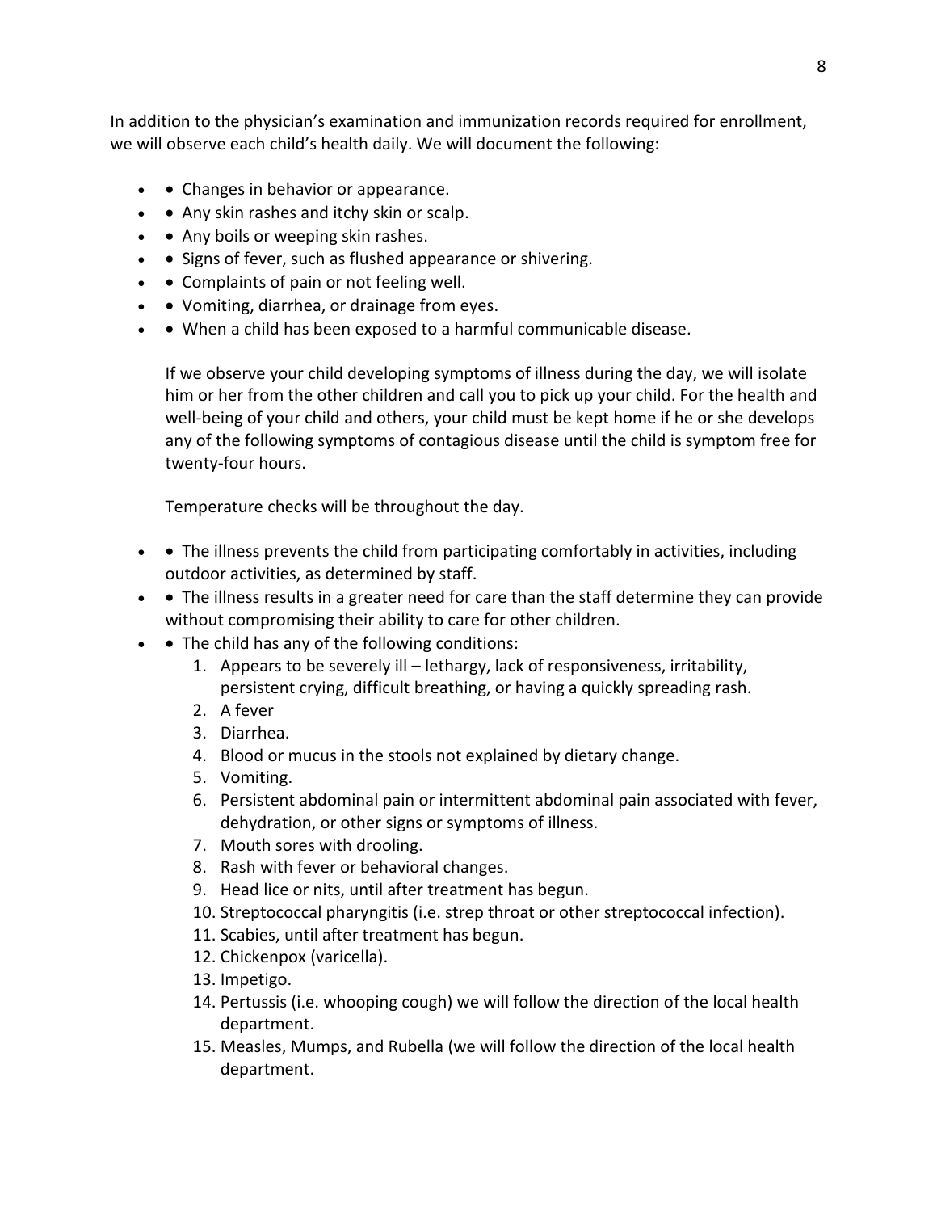In addition to the physician's examination and immunization records required for enrollment, we will observe each child's health daily. We will document the following:

- • Changes in behavior or appearance.
- • Any skin rashes and itchy skin or scalp.
- • Any boils or weeping skin rashes.
- • Signs of fever, such as flushed appearance or shivering.
- • Complaints of pain or not feeling well.
- • Vomiting, diarrhea, or drainage from eyes.
- • When a child has been exposed to a harmful communicable disease.

  If we observe your child developing symptoms of illness during the day, we will isolate him or her from the other children and call you to pick up your child. For the health and well-being of your child and others, your child must be kept home if he or she develops any of the following symptoms of contagious disease until the child is symptom free for twenty-four hours.

  Temperature checks will be throughout the day.

- • The illness prevents the child from participating comfortably in activities, including outdoor activities, as determined by staff.
- • The illness results in a greater need for care than the staff determine they can provide without compromising their ability to care for other children.
- • The child has any of the following conditions:
  1. Appears to be severely ill – lethargy, lack of responsiveness, irritability, persistent crying, difficult breathing, or having a quickly spreading rash.
  2. A fever
  3. Diarrhea.
  4. Blood or mucus in the stools not explained by dietary change.
  5. Vomiting.
  6. Persistent abdominal pain or intermittent abdominal pain associated with fever, dehydration, or other signs or symptoms of illness.
  7. Mouth sores with drooling.
  8. Rash with fever or behavioral changes.
  9. Head lice or nits, until after treatment has begun.
  10. Streptococcal pharyngitis (i.e. strep throat or other streptococcal infection).
  11. Scabies, until after treatment has begun.
  12. Chickenpox (varicella).
  13. Impetigo.
  14. Pertussis (i.e. whooping cough) we will follow the direction of the local health department.
  15. Measles, Mumps, and Rubella (we will follow the direction of the local health department.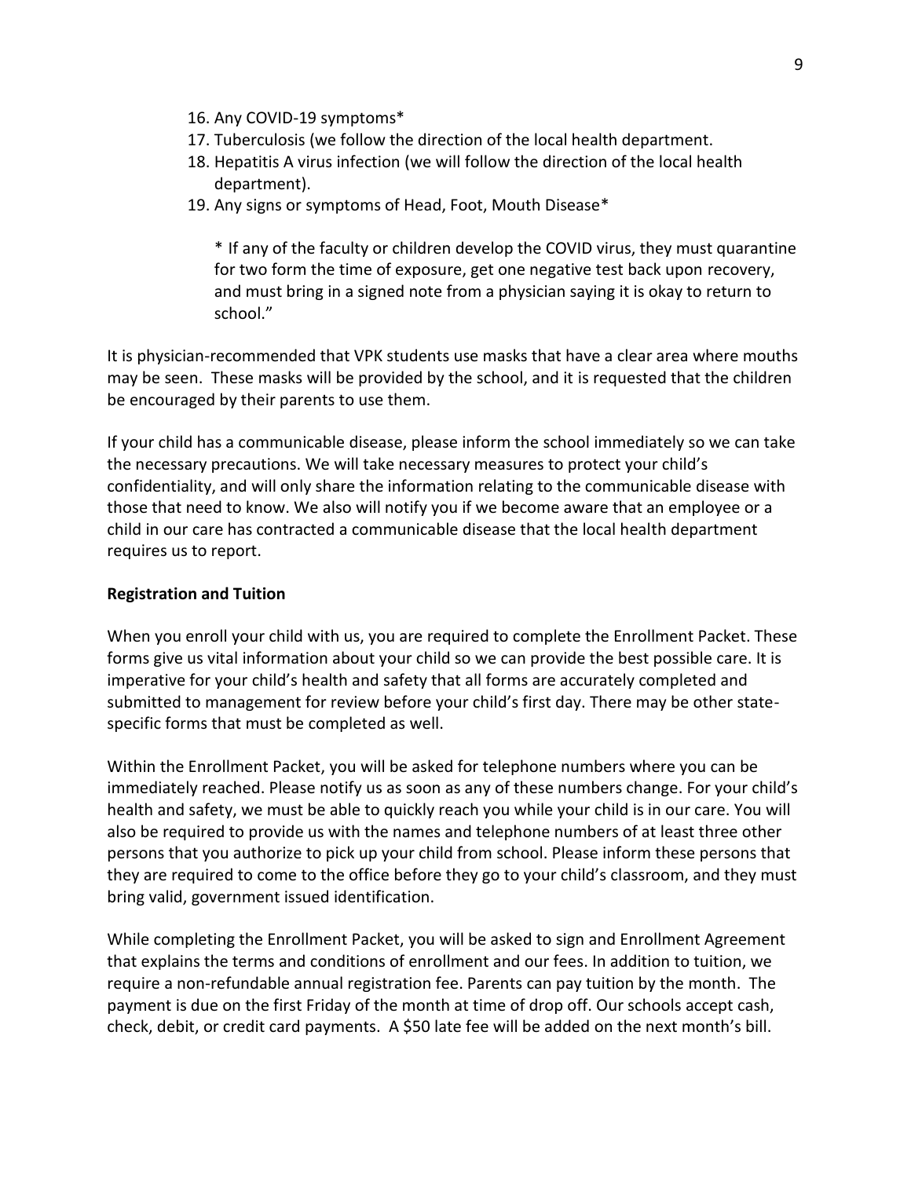16. Any COVID-19 symptoms*
17. Tuberculosis (we follow the direction of the local health department.
18. Hepatitis A virus infection (we will follow the direction of the local health department).
19. Any signs or symptoms of Head, Foot, Mouth Disease*

    * If any of the faculty or children develop the COVID virus, they must quarantine for two form the time of exposure, get one negative test back upon recovery, and must bring in a signed note from a physician saying it is okay to return to school."

It is physician-recommended that VPK students use masks that have a clear area where mouths may be seen. These masks will be provided by the school, and it is requested that the children be encouraged by their parents to use them.

If your child has a communicable disease, please inform the school immediately so we can take the necessary precautions. We will take necessary measures to protect your child's confidentiality, and will only share the information relating to the communicable disease with those that need to know. We also will notify you if we become aware that an employee or a child in our care has contracted a communicable disease that the local health department requires us to report.

**Registration and Tuition**

When you enroll your child with us, you are required to complete the Enrollment Packet. These forms give us vital information about your child so we can provide the best possible care. It is imperative for your child's health and safety that all forms are accurately completed and submitted to management for review before your child's first day. There may be other state-specific forms that must be completed as well.

Within the Enrollment Packet, you will be asked for telephone numbers where you can be immediately reached. Please notify us as soon as any of these numbers change. For your child's health and safety, we must be able to quickly reach you while your child is in our care. You will also be required to provide us with the names and telephone numbers of at least three other persons that you authorize to pick up your child from school. Please inform these persons that they are required to come to the office before they go to your child's classroom, and they must bring valid, government issued identification.

While completing the Enrollment Packet, you will be asked to sign and Enrollment Agreement that explains the terms and conditions of enrollment and our fees. In addition to tuition, we require a non-refundable annual registration fee. Parents can pay tuition by the month. The payment is due on the first Friday of the month at time of drop off. Our schools accept cash, check, debit, or credit card payments. A $50 late fee will be added on the next month's bill.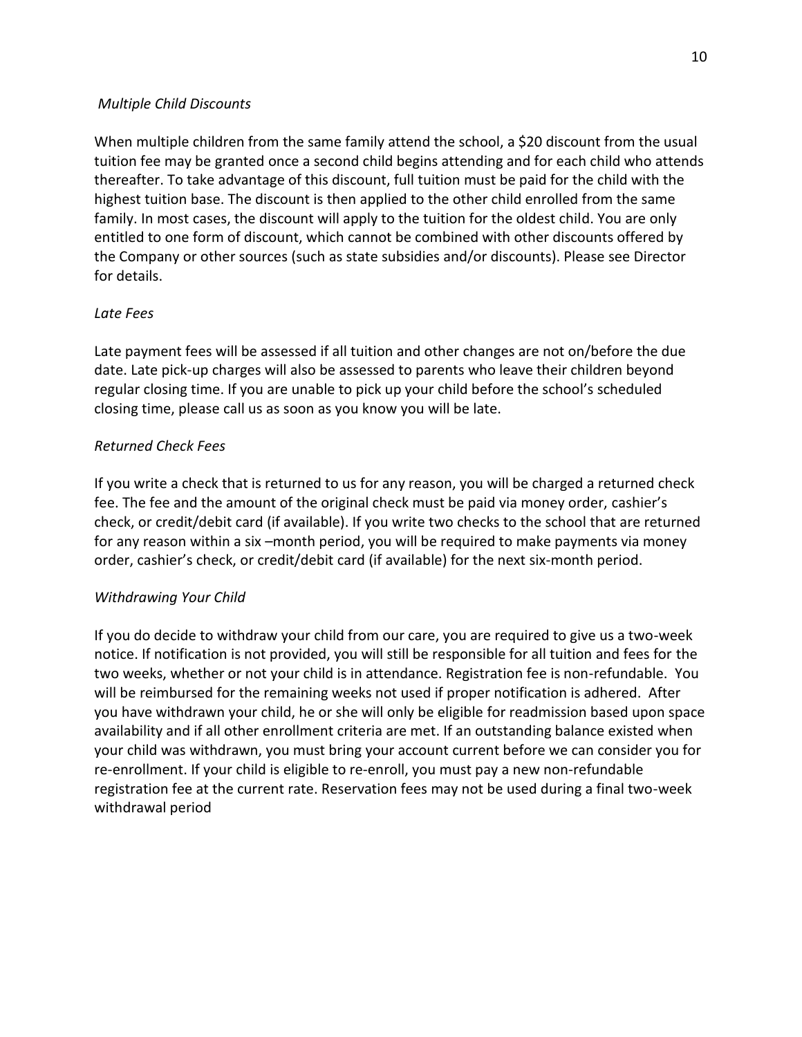*Multiple Child Discounts*

When multiple children from the same family attend the school, a $20 discount from the usual tuition fee may be granted once a second child begins attending and for each child who attends thereafter. To take advantage of this discount, full tuition must be paid for the child with the highest tuition base. The discount is then applied to the other child enrolled from the same family. In most cases, the discount will apply to the tuition for the oldest child. You are only entitled to one form of discount, which cannot be combined with other discounts offered by the Company or other sources (such as state subsidies and/or discounts). Please see Director for details.

*Late Fees*

Late payment fees will be assessed if all tuition and other changes are not on/before the due date. Late pick-up charges will also be assessed to parents who leave their children beyond regular closing time. If you are unable to pick up your child before the school's scheduled closing time, please call us as soon as you know you will be late.

*Returned Check Fees*

If you write a check that is returned to us for any reason, you will be charged a returned check fee. The fee and the amount of the original check must be paid via money order, cashier's check, or credit/debit card (if available). If you write two checks to the school that are returned for any reason within a six –month period, you will be required to make payments via money order, cashier's check, or credit/debit card (if available) for the next six-month period.

*Withdrawing Your Child*

If you do decide to withdraw your child from our care, you are required to give us a two-week notice. If notification is not provided, you will still be responsible for all tuition and fees for the two weeks, whether or not your child is in attendance. Registration fee is non-refundable. You will be reimbursed for the remaining weeks not used if proper notification is adhered. After you have withdrawn your child, he or she will only be eligible for readmission based upon space availability and if all other enrollment criteria are met. If an outstanding balance existed when your child was withdrawn, you must bring your account current before we can consider you for re-enrollment. If your child is eligible to re-enroll, you must pay a new non-refundable registration fee at the current rate. Reservation fees may not be used during a final two-week withdrawal period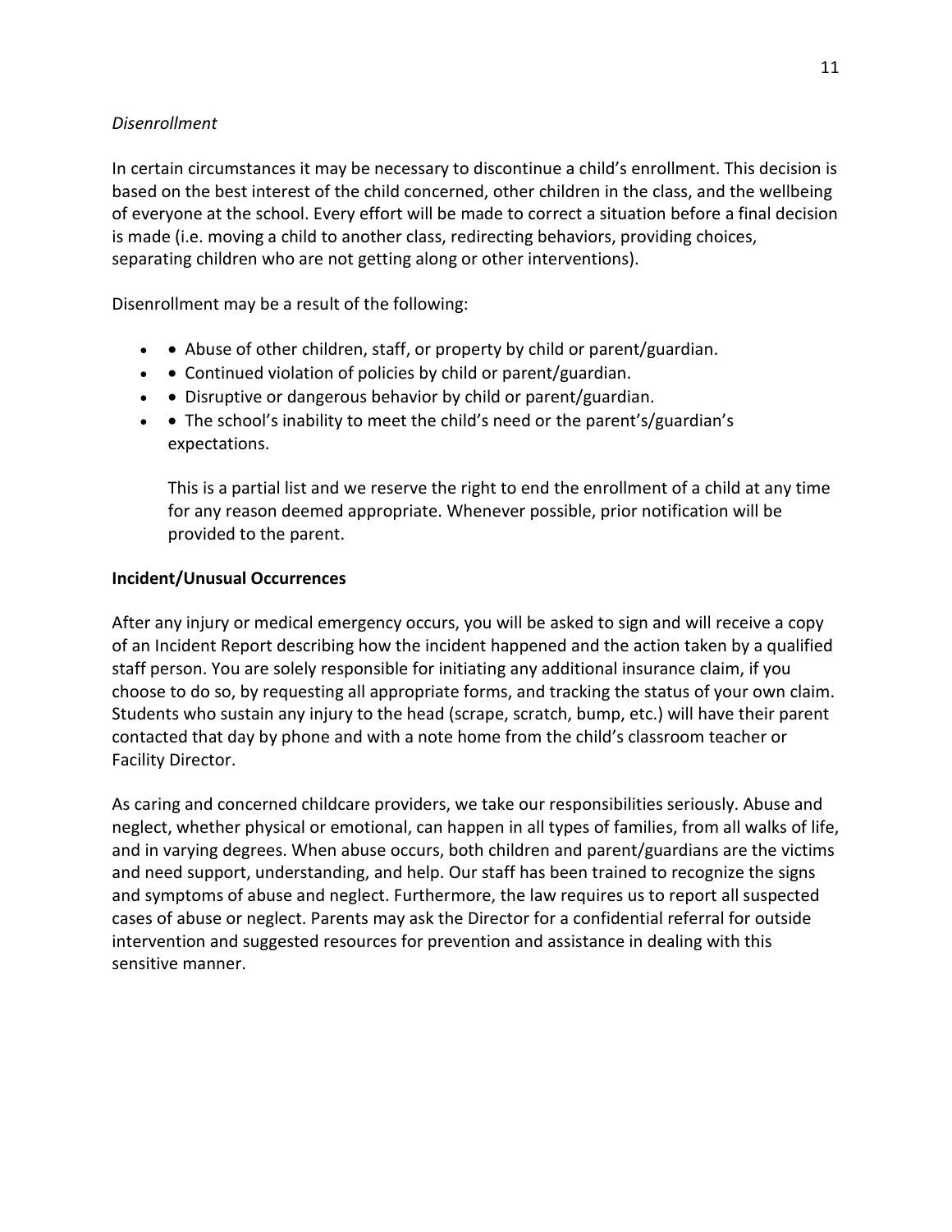*Disenrollment*

In certain circumstances it may be necessary to discontinue a child's enrollment. This decision is based on the best interest of the child concerned, other children in the class, and the wellbeing of everyone at the school. Every effort will be made to correct a situation before a final decision is made (i.e. moving a child to another class, redirecting behaviors, providing choices, separating children who are not getting along or other interventions).

Disenrollment may be a result of the following:

- • Abuse of other children, staff, or property by child or parent/guardian.
- • Continued violation of policies by child or parent/guardian.
- • Disruptive or dangerous behavior by child or parent/guardian.
- • The school's inability to meet the child's need or the parent's/guardian's expectations.

  This is a partial list and we reserve the right to end the enrollment of a child at any time for any reason deemed appropriate. Whenever possible, prior notification will be provided to the parent.

**Incident/Unusual Occurrences**

After any injury or medical emergency occurs, you will be asked to sign and will receive a copy of an Incident Report describing how the incident happened and the action taken by a qualified staff person. You are solely responsible for initiating any additional insurance claim, if you choose to do so, by requesting all appropriate forms, and tracking the status of your own claim. Students who sustain any injury to the head (scrape, scratch, bump, etc.) will have their parent contacted that day by phone and with a note home from the child's classroom teacher or Facility Director.

As caring and concerned childcare providers, we take our responsibilities seriously. Abuse and neglect, whether physical or emotional, can happen in all types of families, from all walks of life, and in varying degrees. When abuse occurs, both children and parent/guardians are the victims and need support, understanding, and help. Our staff has been trained to recognize the signs and symptoms of abuse and neglect. Furthermore, the law requires us to report all suspected cases of abuse or neglect. Parents may ask the Director for a confidential referral for outside intervention and suggested resources for prevention and assistance in dealing with this sensitive manner.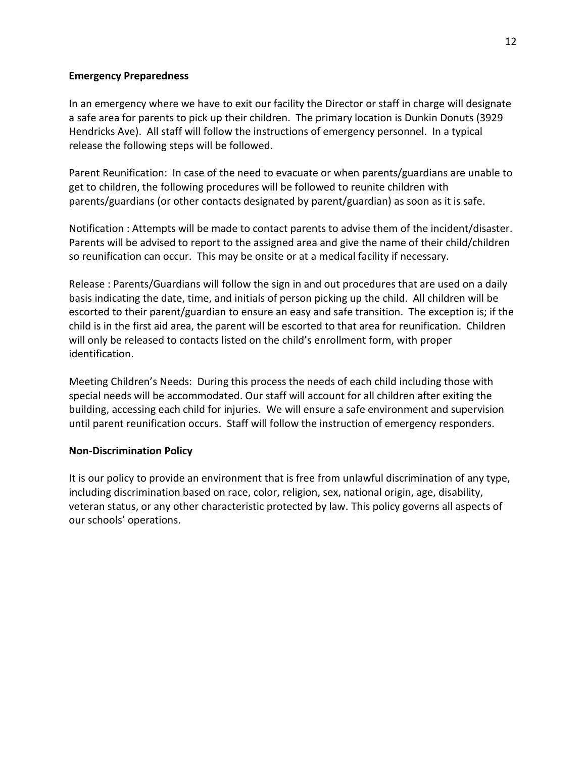**Emergency Preparedness**

In an emergency where we have to exit our facility the Director or staff in charge will designate a safe area for parents to pick up their children. The primary location is Dunkin Donuts (3929 Hendricks Ave). All staff will follow the instructions of emergency personnel. In a typical release the following steps will be followed.

Parent Reunification: In case of the need to evacuate or when parents/guardians are unable to get to children, the following procedures will be followed to reunite children with parents/guardians (or other contacts designated by parent/guardian) as soon as it is safe.

Notification : Attempts will be made to contact parents to advise them of the incident/disaster. Parents will be advised to report to the assigned area and give the name of their child/children so reunification can occur. This may be onsite or at a medical facility if necessary.

Release : Parents/Guardians will follow the sign in and out procedures that are used on a daily basis indicating the date, time, and initials of person picking up the child. All children will be escorted to their parent/guardian to ensure an easy and safe transition. The exception is; if the child is in the first aid area, the parent will be escorted to that area for reunification. Children will only be released to contacts listed on the child's enrollment form, with proper identification.

Meeting Children's Needs: During this process the needs of each child including those with special needs will be accommodated. Our staff will account for all children after exiting the building, accessing each child for injuries. We will ensure a safe environment and supervision until parent reunification occurs. Staff will follow the instruction of emergency responders.

**Non-Discrimination Policy**

It is our policy to provide an environment that is free from unlawful discrimination of any type, including discrimination based on race, color, religion, sex, national origin, age, disability, veteran status, or any other characteristic protected by law. This policy governs all aspects of our schools' operations.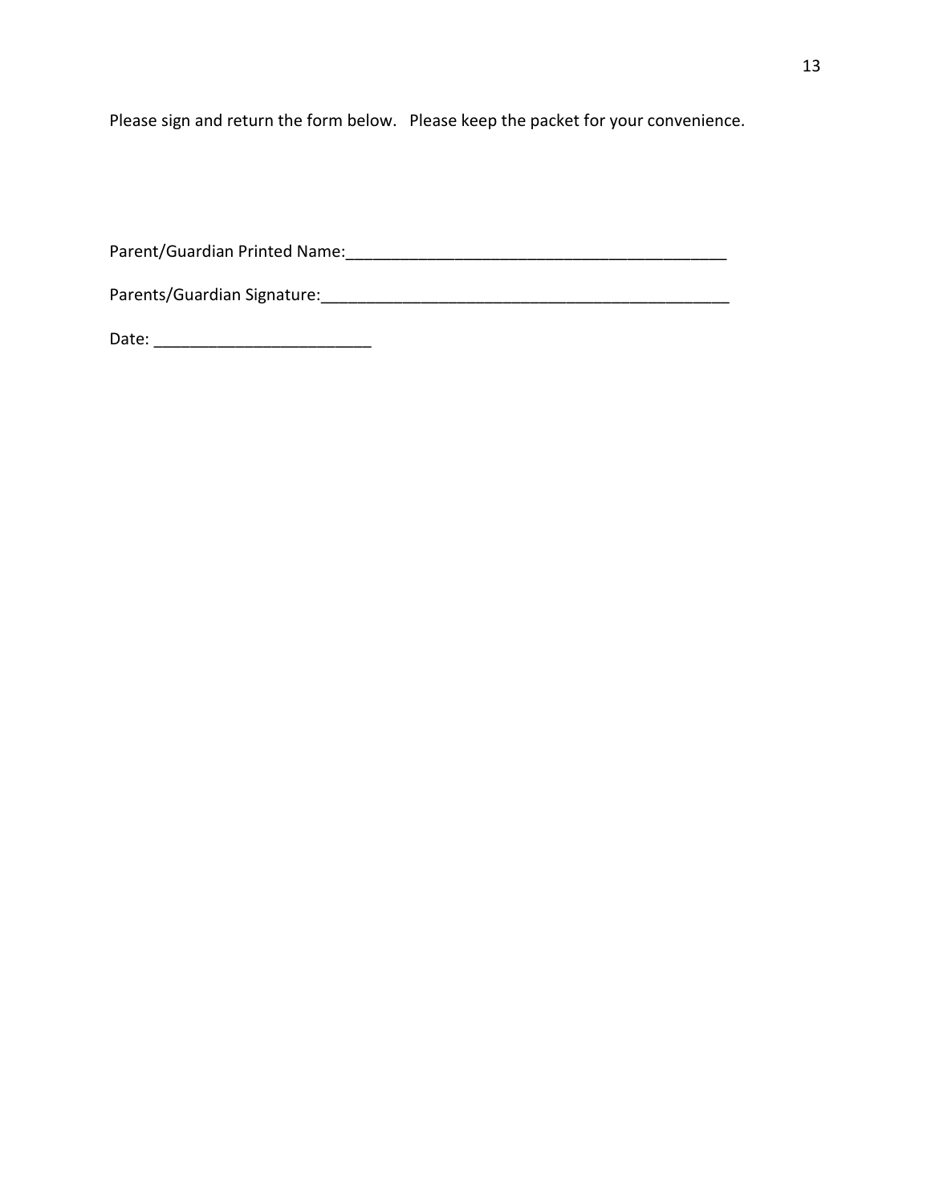Please sign and return the form below. Please keep the packet for your convenience.

Parent/Guardian Printed Name:___________________________________________

Parents/Guardian Signature:_______________________________________________

Date: ________________________